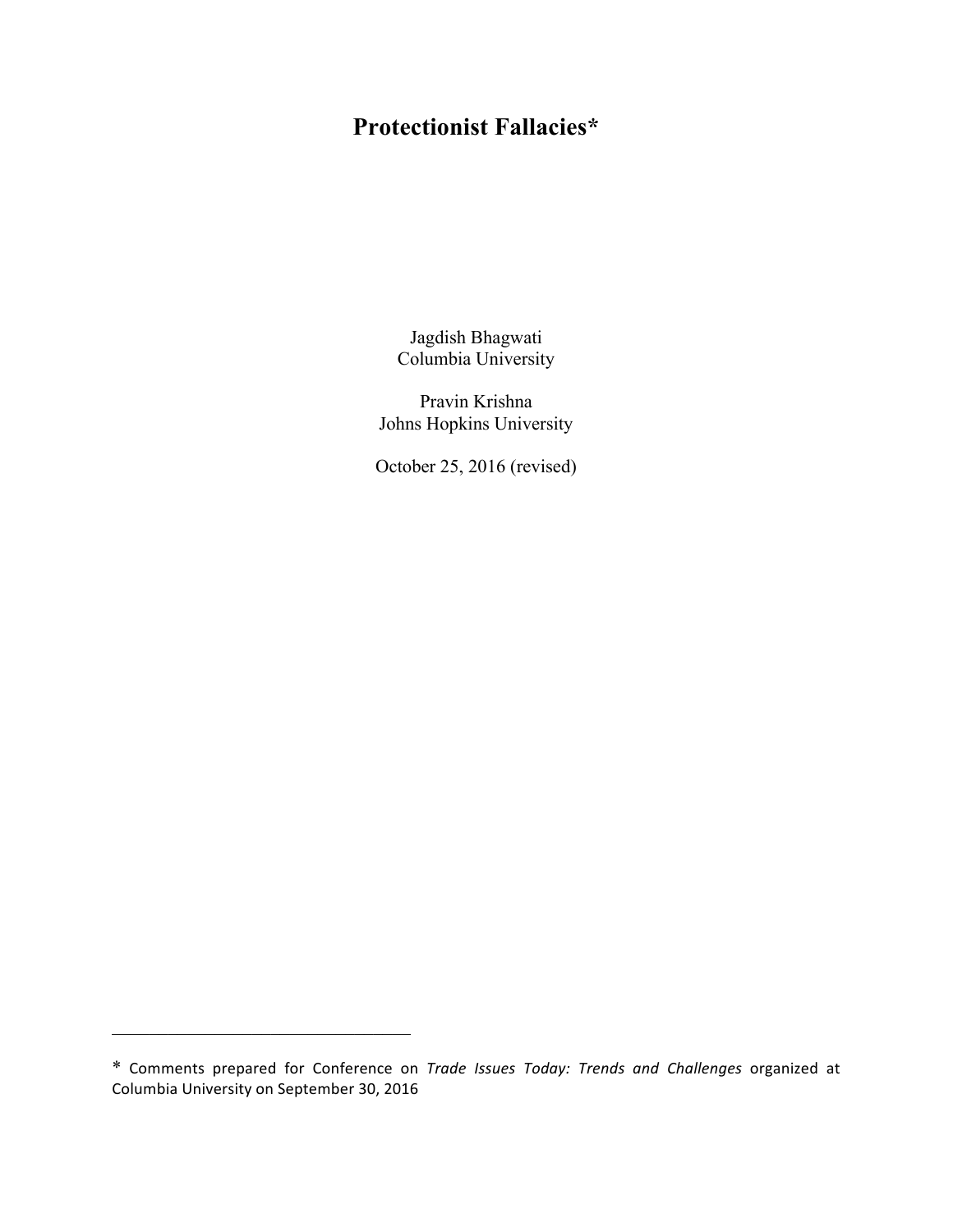# Protectionist Fallacies*

Jagdish Bhagwati
Columbia University

Pravin Krishna
Johns Hopkins University

October 25, 2016 (revised)

---

* Comments prepared for Conference on *Trade Issues Today: Trends and Challenges* organized at Columbia University on September 30, 2016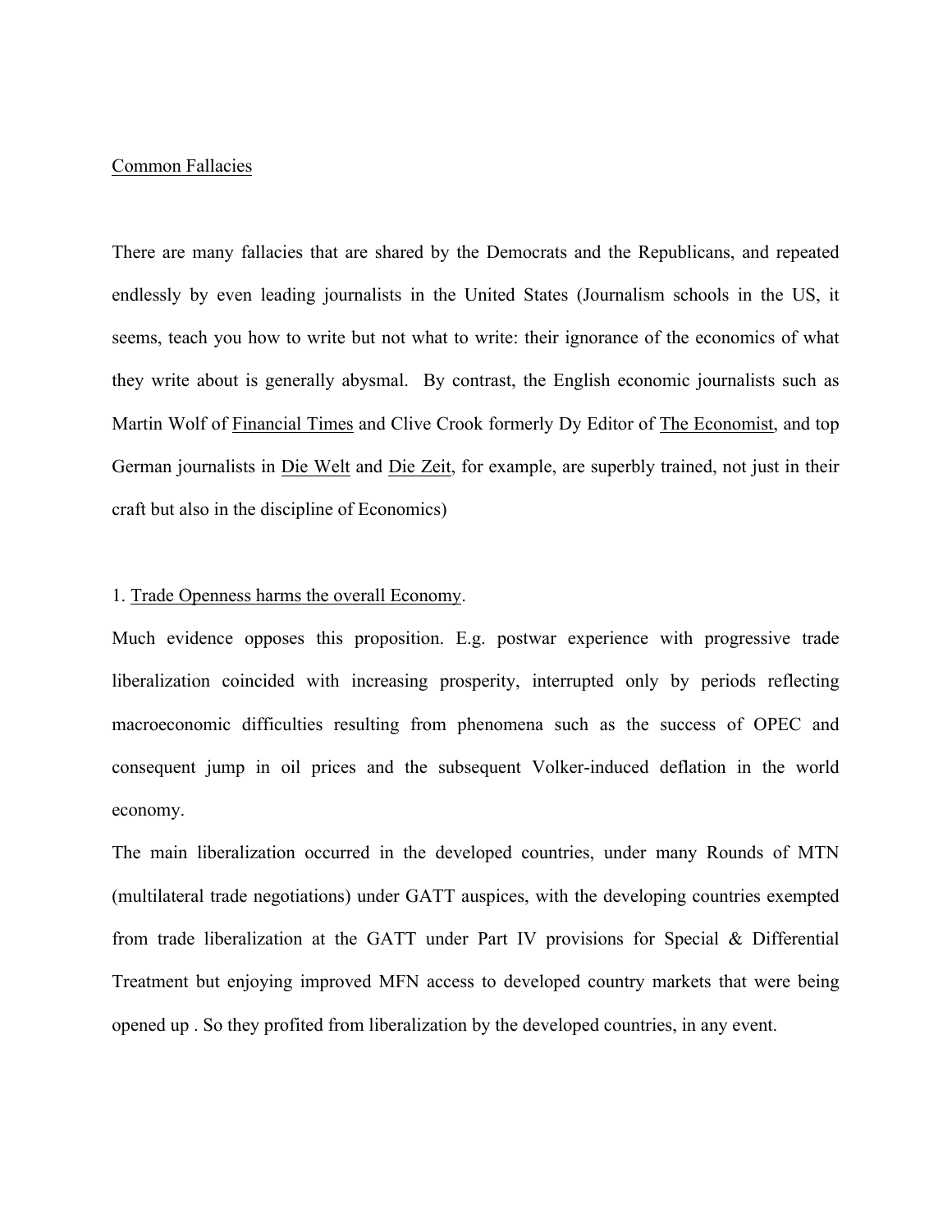<u>Common Fallacies</u>

There are many fallacies that are shared by the Democrats and the Republicans, and repeated endlessly by even leading journalists in the United States (Journalism schools in the US, it seems, teach you how to write but not what to write: their ignorance of the economics of what they write about is generally abysmal. By contrast, the English economic journalists such as Martin Wolf of <u>Financial Times</u> and Clive Crook formerly Dy Editor of <u>The Economist</u>, and top German journalists in <u>Die Welt</u> and <u>Die Zeit</u>, for example, are superbly trained, not just in their craft but also in the discipline of Economics)

1. <u>Trade Openness harms the overall Economy</u>.

Much evidence opposes this proposition. E.g. postwar experience with progressive trade liberalization coincided with increasing prosperity, interrupted only by periods reflecting macroeconomic difficulties resulting from phenomena such as the success of OPEC and consequent jump in oil prices and the subsequent Volker-induced deflation in the world economy.

The main liberalization occurred in the developed countries, under many Rounds of MTN (multilateral trade negotiations) under GATT auspices, with the developing countries exempted from trade liberalization at the GATT under Part IV provisions for Special & Differential Treatment but enjoying improved MFN access to developed country markets that were being opened up . So they profited from liberalization by the developed countries, in any event.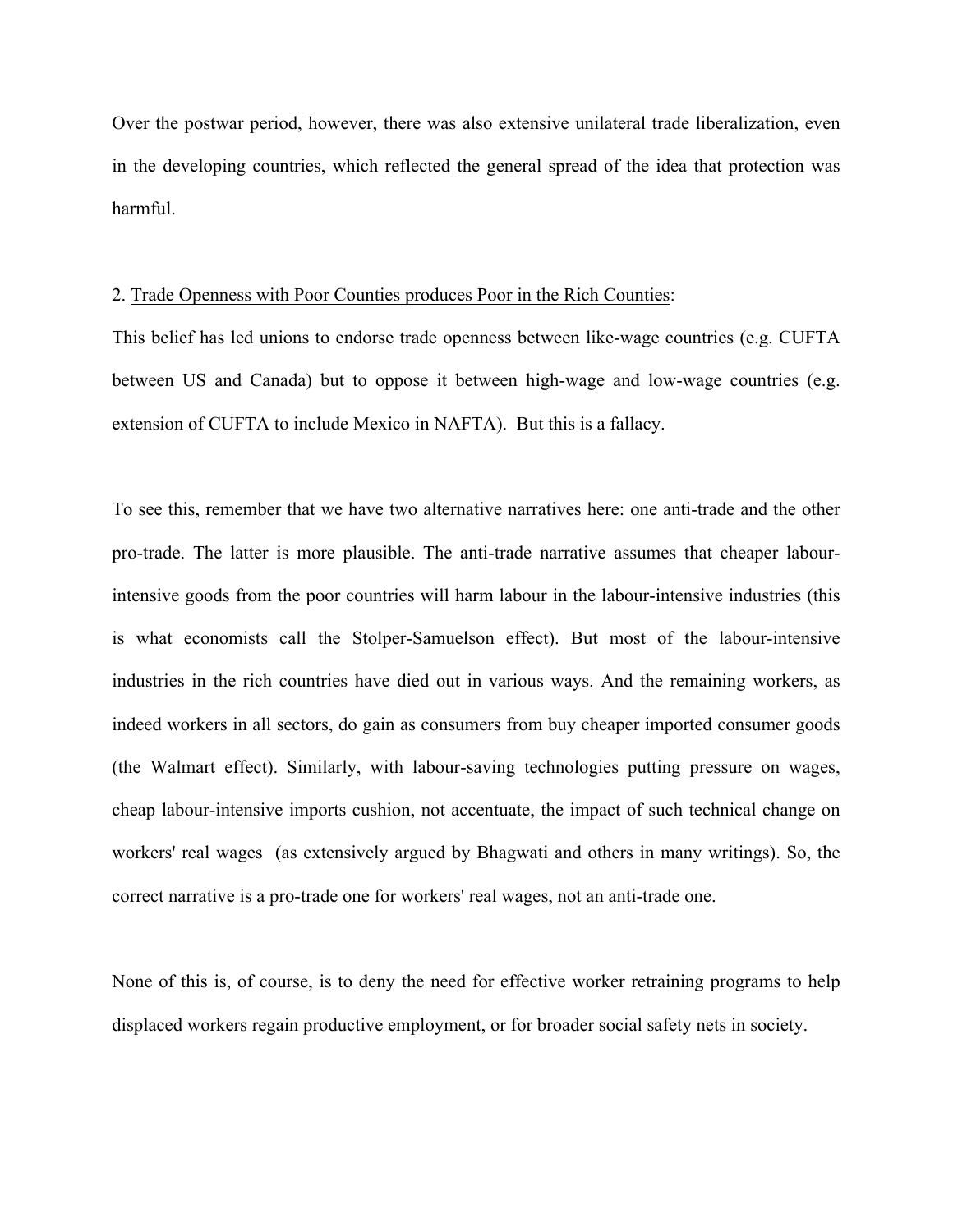Over the postwar period, however, there was also extensive unilateral trade liberalization, even in the developing countries, which reflected the general spread of the idea that protection was harmful.

2. <u>Trade Openness with Poor Counties produces Poor in the Rich Counties</u>:

This belief has led unions to endorse trade openness between like-wage countries (e.g. CUFTA between US and Canada) but to oppose it between high-wage and low-wage countries (e.g. extension of CUFTA to include Mexico in NAFTA). But this is a fallacy.

To see this, remember that we have two alternative narratives here: one anti-trade and the other pro-trade. The latter is more plausible. The anti-trade narrative assumes that cheaper labour-intensive goods from the poor countries will harm labour in the labour-intensive industries (this is what economists call the Stolper-Samuelson effect). But most of the labour-intensive industries in the rich countries have died out in various ways. And the remaining workers, as indeed workers in all sectors, do gain as consumers from buy cheaper imported consumer goods (the Walmart effect). Similarly, with labour-saving technologies putting pressure on wages, cheap labour-intensive imports cushion, not accentuate, the impact of such technical change on workers' real wages (as extensively argued by Bhagwati and others in many writings). So, the correct narrative is a pro-trade one for workers' real wages, not an anti-trade one.

None of this is, of course, is to deny the need for effective worker retraining programs to help displaced workers regain productive employment, or for broader social safety nets in society.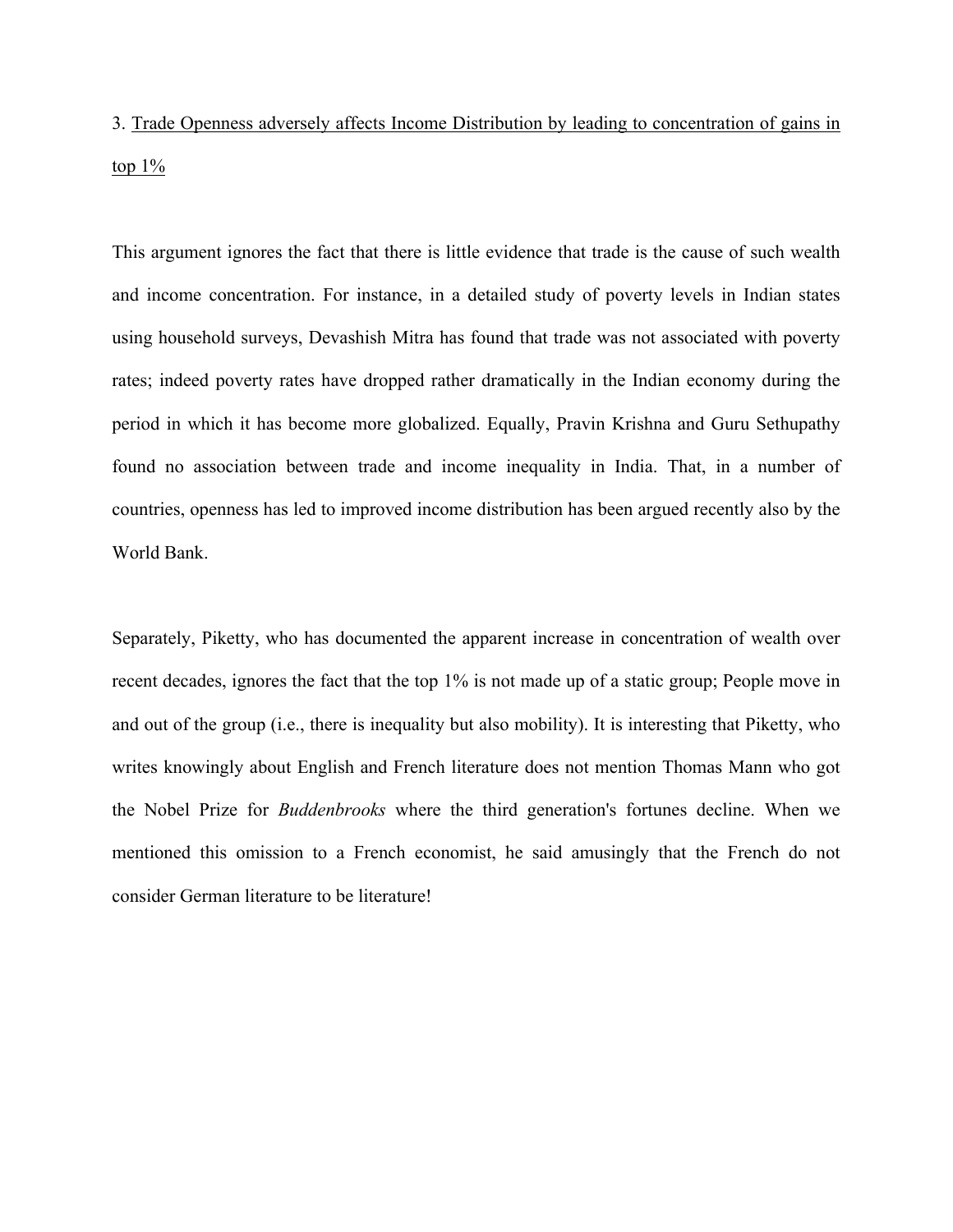3. <u>Trade Openness adversely affects Income Distribution by leading to concentration of gains in top 1%</u>

This argument ignores the fact that there is little evidence that trade is the cause of such wealth and income concentration. For instance, in a detailed study of poverty levels in Indian states using household surveys, Devashish Mitra has found that trade was not associated with poverty rates; indeed poverty rates have dropped rather dramatically in the Indian economy during the period in which it has become more globalized. Equally, Pravin Krishna and Guru Sethupathy found no association between trade and income inequality in India. That, in a number of countries, openness has led to improved income distribution has been argued recently also by the World Bank.

Separately, Piketty, who has documented the apparent increase in concentration of wealth over recent decades, ignores the fact that the top 1% is not made up of a static group; People move in and out of the group (i.e., there is inequality but also mobility). It is interesting that Piketty, who writes knowingly about English and French literature does not mention Thomas Mann who got the Nobel Prize for *Buddenbrooks* where the third generation's fortunes decline. When we mentioned this omission to a French economist, he said amusingly that the French do not consider German literature to be literature!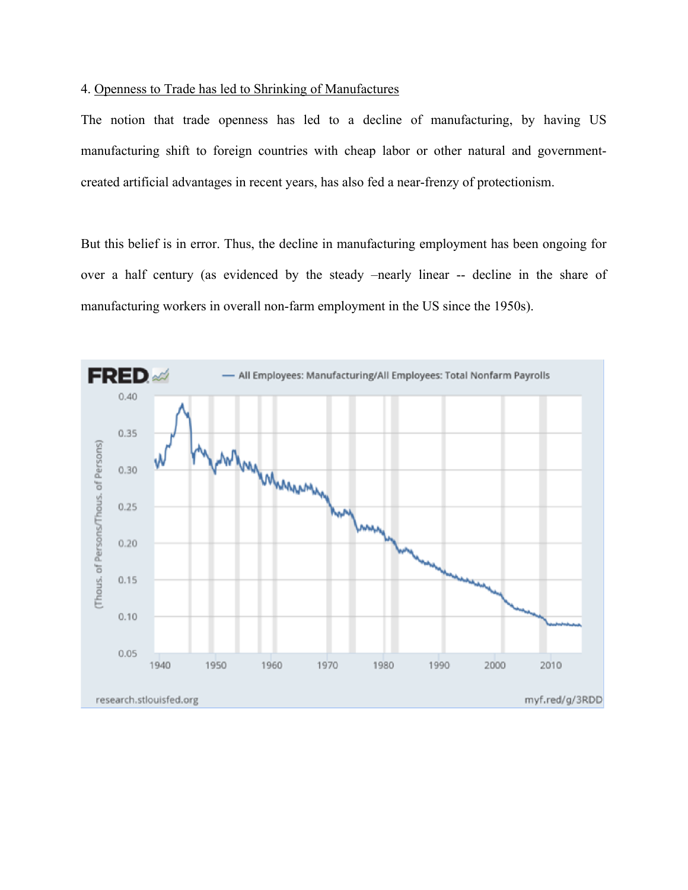4. <u>Openness to Trade has led to Shrinking of Manufactures</u>

The notion that trade openness has led to a decline of manufacturing, by having US manufacturing shift to foreign countries with cheap labor or other natural and government-created artificial advantages in recent years, has also fed a near-frenzy of protectionism.

But this belief is in error. Thus, the decline in manufacturing employment has been ongoing for over a half century (as evidenced by the steady –nearly linear -- decline in the share of manufacturing workers in overall non-farm employment in the US since the 1950s).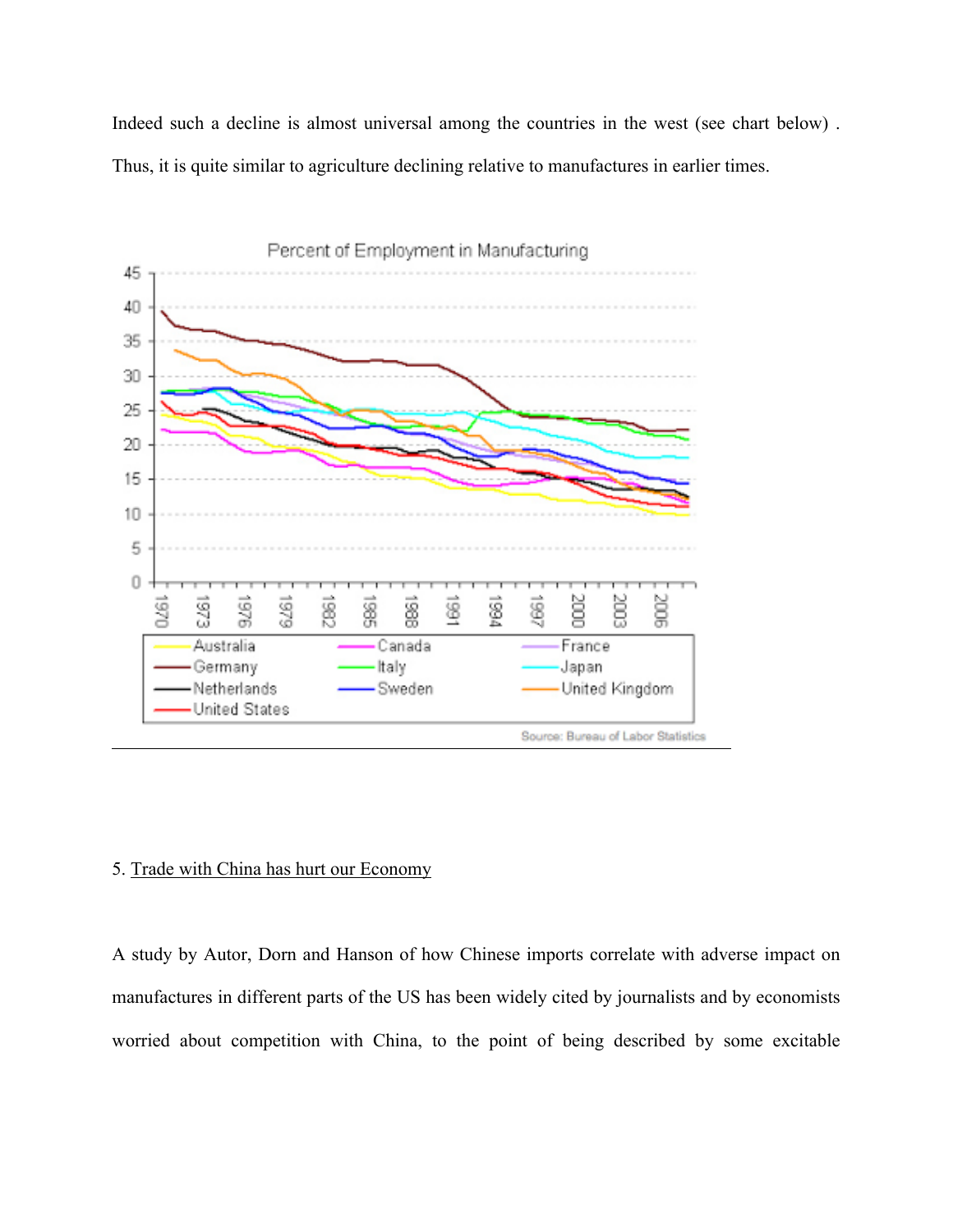Indeed such a decline is almost universal among the countries in the west (see chart below) . Thus, it is quite similar to agriculture declining relative to manufactures in earlier times.

5. Trade with China has hurt our Economy

A study by Autor, Dorn and Hanson of how Chinese imports correlate with adverse impact on manufactures in different parts of the US has been widely cited by journalists and by economists worried about competition with China, to the point of being described by some excitable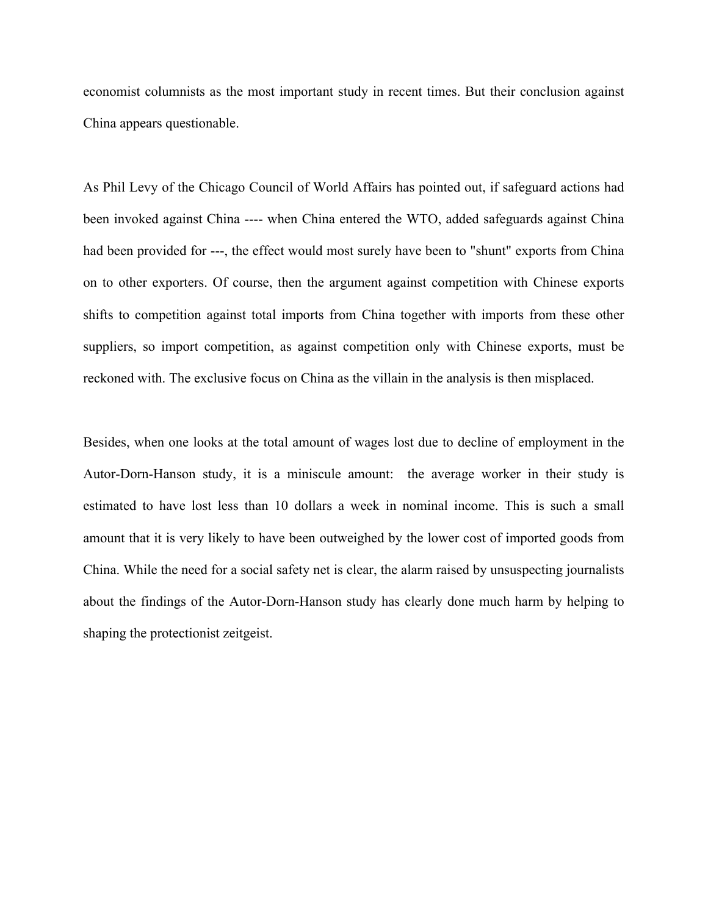economist columnists as the most important study in recent times. But their conclusion against China appears questionable.

As Phil Levy of the Chicago Council of World Affairs has pointed out, if safeguard actions had been invoked against China ---- when China entered the WTO, added safeguards against China had been provided for ---, the effect would most surely have been to "shunt" exports from China on to other exporters. Of course, then the argument against competition with Chinese exports shifts to competition against total imports from China together with imports from these other suppliers, so import competition, as against competition only with Chinese exports, must be reckoned with. The exclusive focus on China as the villain in the analysis is then misplaced.

Besides, when one looks at the total amount of wages lost due to decline of employment in the Autor-Dorn-Hanson study, it is a miniscule amount: the average worker in their study is estimated to have lost less than 10 dollars a week in nominal income. This is such a small amount that it is very likely to have been outweighed by the lower cost of imported goods from China. While the need for a social safety net is clear, the alarm raised by unsuspecting journalists about the findings of the Autor-Dorn-Hanson study has clearly done much harm by helping to shaping the protectionist zeitgeist.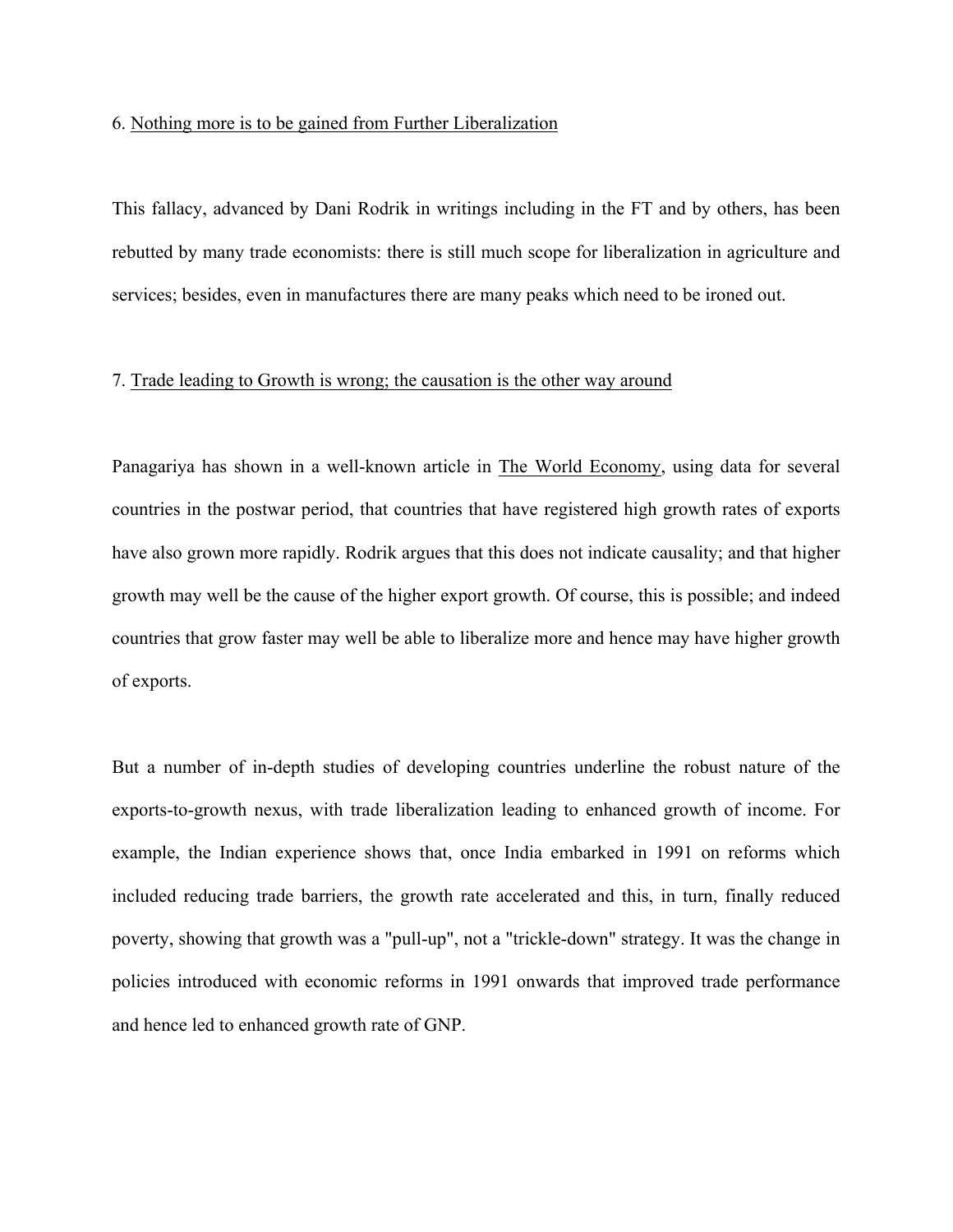6. Nothing more is to be gained from Further Liberalization

This fallacy, advanced by Dani Rodrik in writings including in the FT and by others, has been rebutted by many trade economists: there is still much scope for liberalization in agriculture and services; besides, even in manufactures there are many peaks which need to be ironed out.

7. Trade leading to Growth is wrong; the causation is the other way around

Panagariya has shown in a well-known article in The World Economy, using data for several countries in the postwar period, that countries that have registered high growth rates of exports have also grown more rapidly. Rodrik argues that this does not indicate causality; and that higher growth may well be the cause of the higher export growth. Of course, this is possible; and indeed countries that grow faster may well be able to liberalize more and hence may have higher growth of exports.

But a number of in-depth studies of developing countries underline the robust nature of the exports-to-growth nexus, with trade liberalization leading to enhanced growth of income. For example, the Indian experience shows that, once India embarked in 1991 on reforms which included reducing trade barriers, the growth rate accelerated and this, in turn, finally reduced poverty, showing that growth was a "pull-up", not a "trickle-down" strategy. It was the change in policies introduced with economic reforms in 1991 onwards that improved trade performance and hence led to enhanced growth rate of GNP.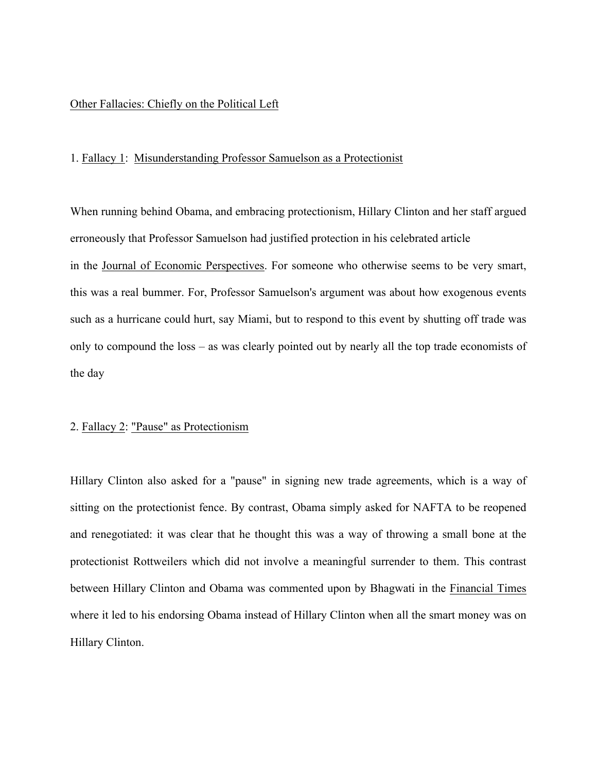## Other Fallacies: Chiefly on the Political Left

### 1. Fallacy 1: Misunderstanding Professor Samuelson as a Protectionist

When running behind Obama, and embracing protectionism, Hillary Clinton and her staff argued erroneously that Professor Samuelson had justified protection in his celebrated article in the Journal of Economic Perspectives. For someone who otherwise seems to be very smart, this was a real bummer. For, Professor Samuelson's argument was about how exogenous events such as a hurricane could hurt, say Miami, but to respond to this event by shutting off trade was only to compound the loss – as was clearly pointed out by nearly all the top trade economists of the day

### 2. Fallacy 2: "Pause" as Protectionism

Hillary Clinton also asked for a "pause" in signing new trade agreements, which is a way of sitting on the protectionist fence. By contrast, Obama simply asked for NAFTA to be reopened and renegotiated: it was clear that he thought this was a way of throwing a small bone at the protectionist Rottweilers which did not involve a meaningful surrender to them. This contrast between Hillary Clinton and Obama was commented upon by Bhagwati in the Financial Times where it led to his endorsing Obama instead of Hillary Clinton when all the smart money was on Hillary Clinton.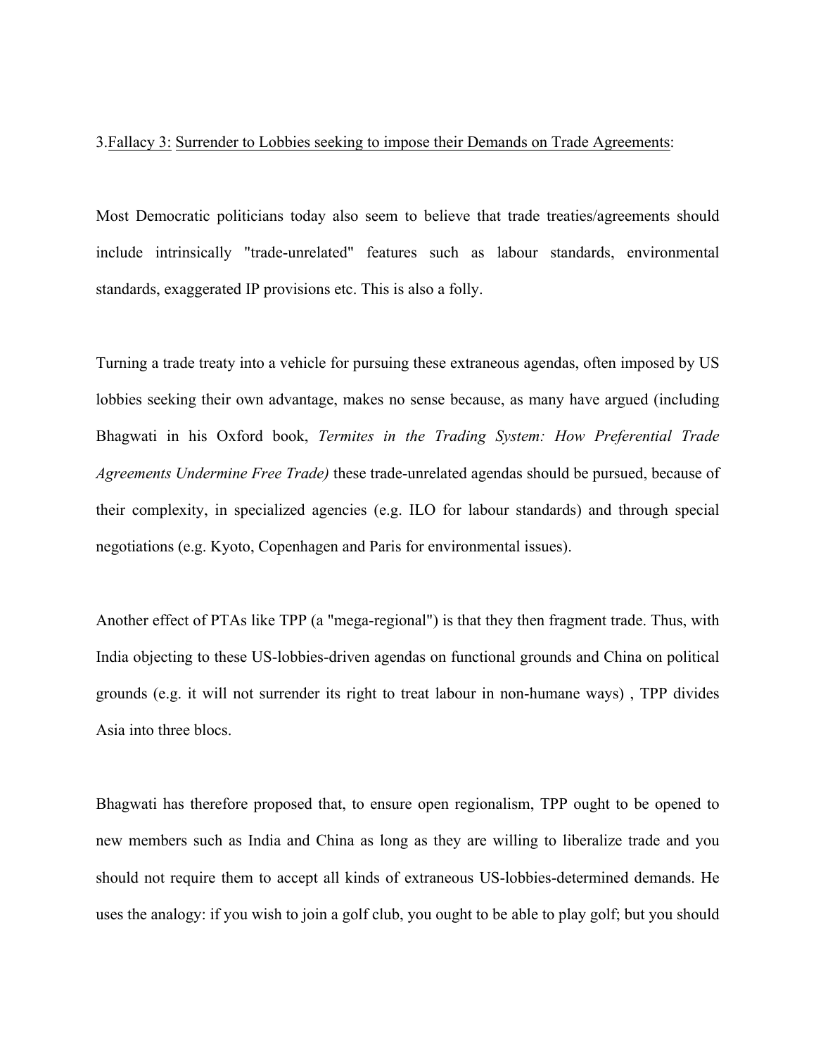3. Fallacy 3: Surrender to Lobbies seeking to impose their Demands on Trade Agreements:

Most Democratic politicians today also seem to believe that trade treaties/agreements should include intrinsically "trade-unrelated" features such as labour standards, environmental standards, exaggerated IP provisions etc. This is also a folly.

Turning a trade treaty into a vehicle for pursuing these extraneous agendas, often imposed by US lobbies seeking their own advantage, makes no sense because, as many have argued (including Bhagwati in his Oxford book, *Termites in the Trading System: How Preferential Trade Agreements Undermine Free Trade)* these trade-unrelated agendas should be pursued, because of their complexity, in specialized agencies (e.g. ILO for labour standards) and through special negotiations (e.g. Kyoto, Copenhagen and Paris for environmental issues).

Another effect of PTAs like TPP (a "mega-regional") is that they then fragment trade. Thus, with India objecting to these US-lobbies-driven agendas on functional grounds and China on political grounds (e.g. it will not surrender its right to treat labour in non-humane ways) , TPP divides Asia into three blocs.

Bhagwati has therefore proposed that, to ensure open regionalism, TPP ought to be opened to new members such as India and China as long as they are willing to liberalize trade and you should not require them to accept all kinds of extraneous US-lobbies-determined demands. He uses the analogy: if you wish to join a golf club, you ought to be able to play golf; but you should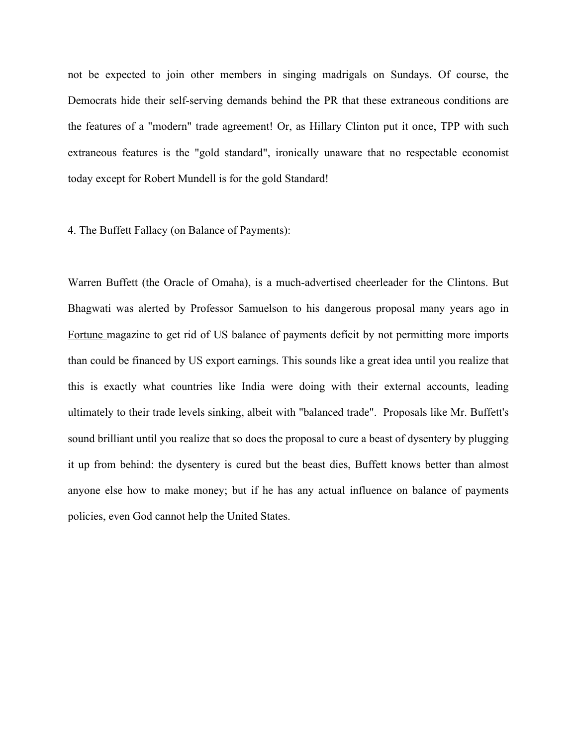not be expected to join other members in singing madrigals on Sundays. Of course, the Democrats hide their self-serving demands behind the PR that these extraneous conditions are the features of a "modern" trade agreement! Or, as Hillary Clinton put it once, TPP with such extraneous features is the "gold standard", ironically unaware that no respectable economist today except for Robert Mundell is for the gold Standard!

4. <u>The Buffett Fallacy (on Balance of Payments)</u>:

Warren Buffett (the Oracle of Omaha), is a much-advertised cheerleader for the Clintons. But Bhagwati was alerted by Professor Samuelson to his dangerous proposal many years ago in <u>Fortune</u> magazine to get rid of US balance of payments deficit by not permitting more imports than could be financed by US export earnings. This sounds like a great idea until you realize that this is exactly what countries like India were doing with their external accounts, leading ultimately to their trade levels sinking, albeit with "balanced trade". Proposals like Mr. Buffett's sound brilliant until you realize that so does the proposal to cure a beast of dysentery by plugging it up from behind: the dysentery is cured but the beast dies, Buffett knows better than almost anyone else how to make money; but if he has any actual influence on balance of payments policies, even God cannot help the United States.